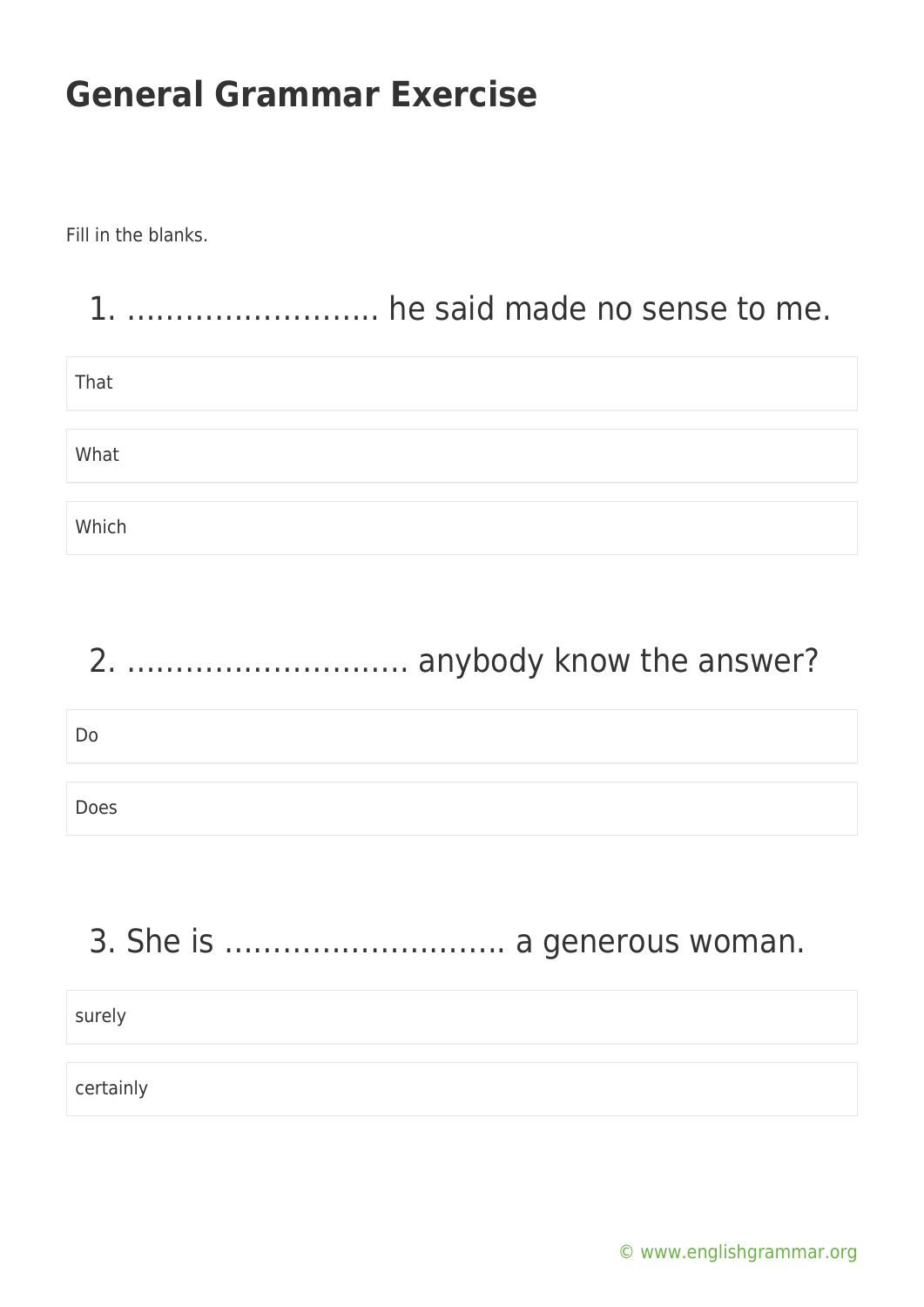# General Grammar Exercise

Fill in the blanks.

## 1. …………………….. he said made no sense to me.

- That
- What
- Which

## 2. ………………………. anybody know the answer?

- Do
- Does

## 3. She is ………………………. a generous woman.

- surely
- certainly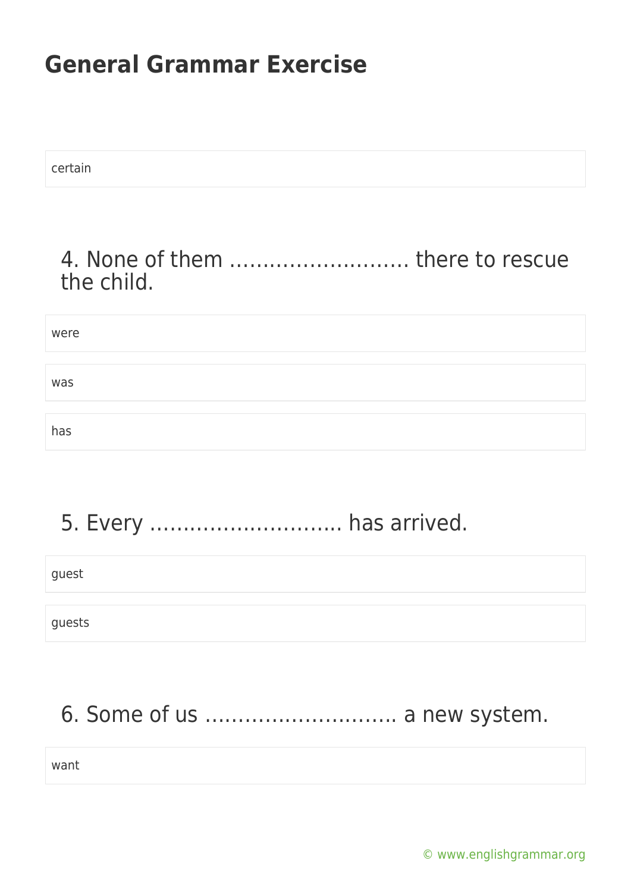## General Grammar Exercise

certain

### 4. None of them ……………………… there to rescue the child.

were

was

has

### 5. Every ……………………….. has arrived.

guest

guests

### 6. Some of us ……………………….. a new system.

want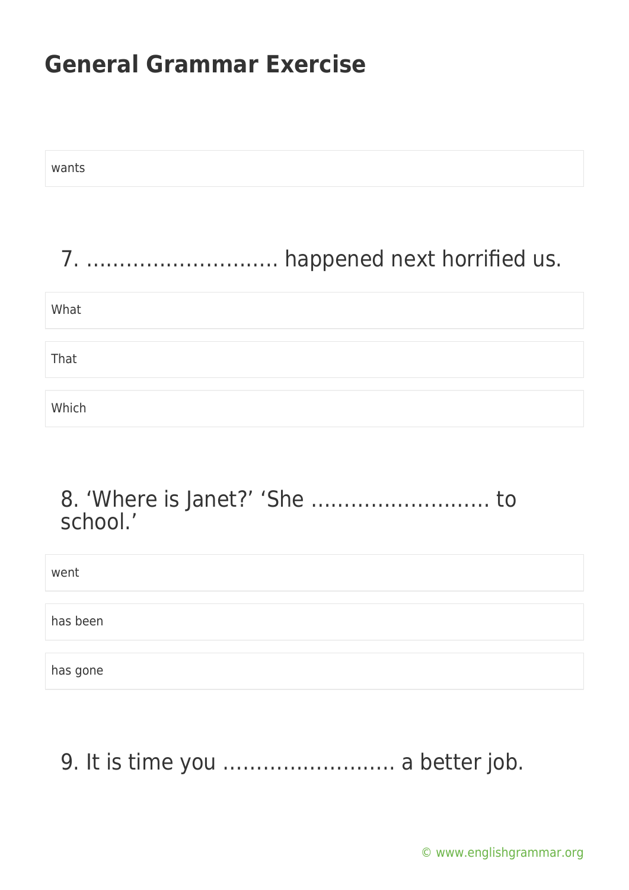wants

## 7. ……………………… happened next horrified us.

What

That

Which

## 8. 'Where is Janet?' 'She ……………………… to school.'

went

has been

has gone

## 9. It is time you ……………………… a better job.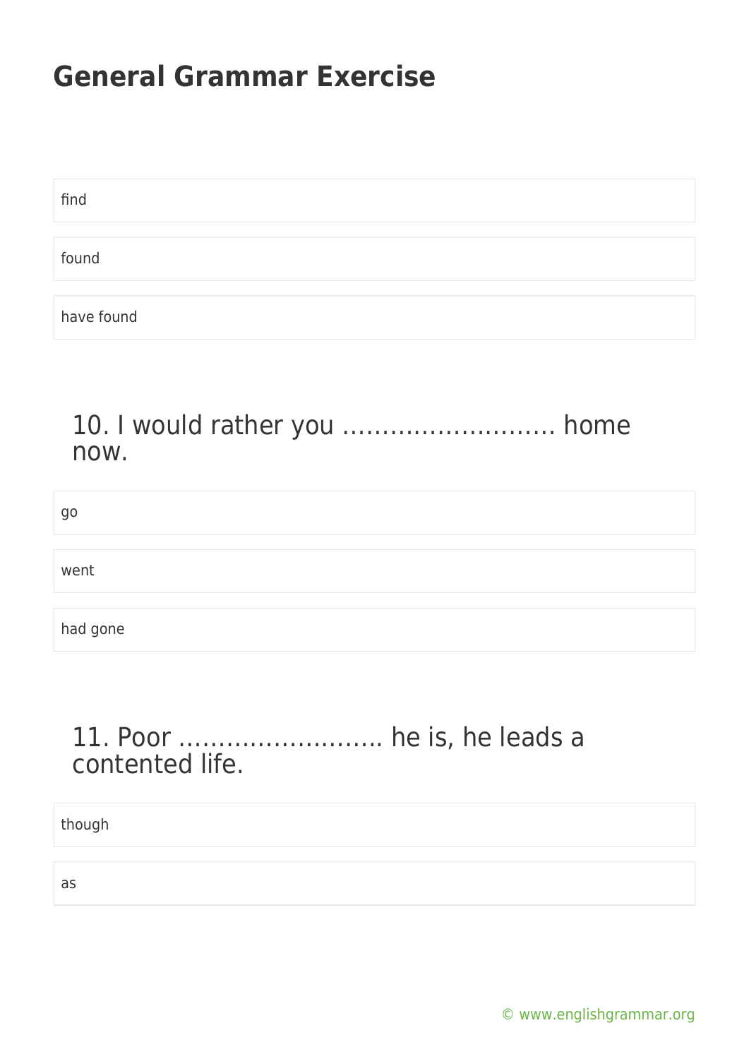find

found

have found

## 10. I would rather you ……………………… home now.

go

went

had gone

## 11. Poor …………………….. he is, he leads a contented life.

though

as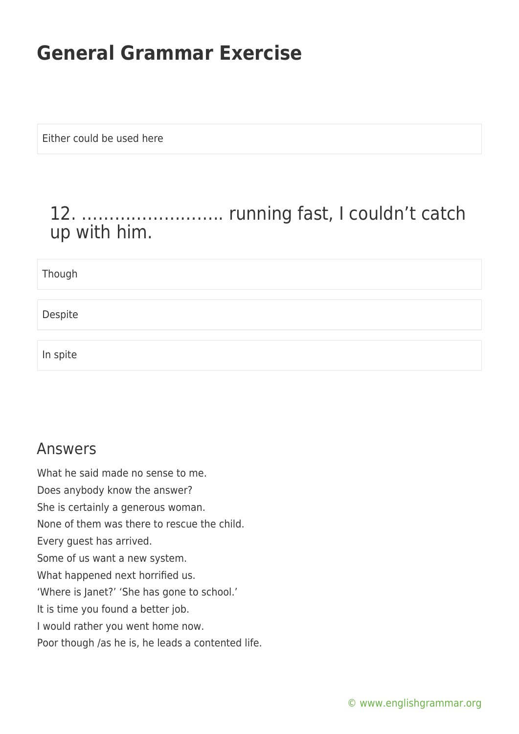Either could be used here

## 12. …………………….. running fast, I couldn't catch up with him.

Though

Despite

In spite

## Answers

What he said made no sense to me.
Does anybody know the answer?
She is certainly a generous woman.
None of them was there to rescue the child.
Every guest has arrived.
Some of us want a new system.
What happened next horrified us.
'Where is Janet?' 'She has gone to school.'
It is time you found a better job.
I would rather you went home now.
Poor though /as he is, he leads a contented life.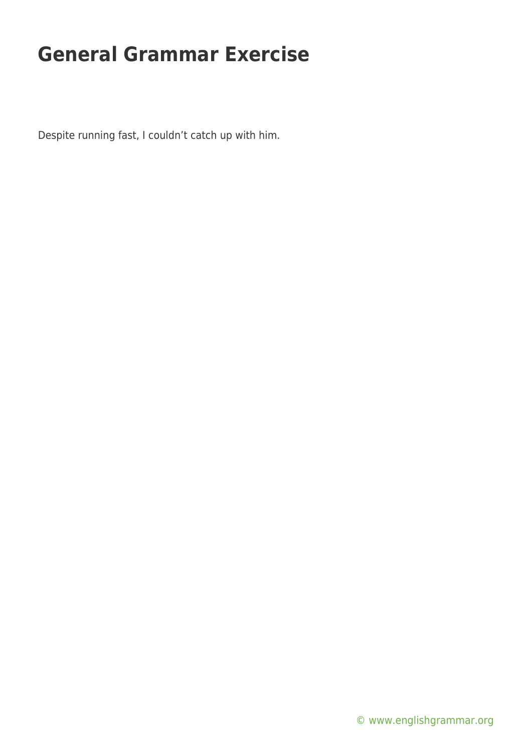# General Grammar Exercise

Despite running fast, I couldn’t catch up with him.